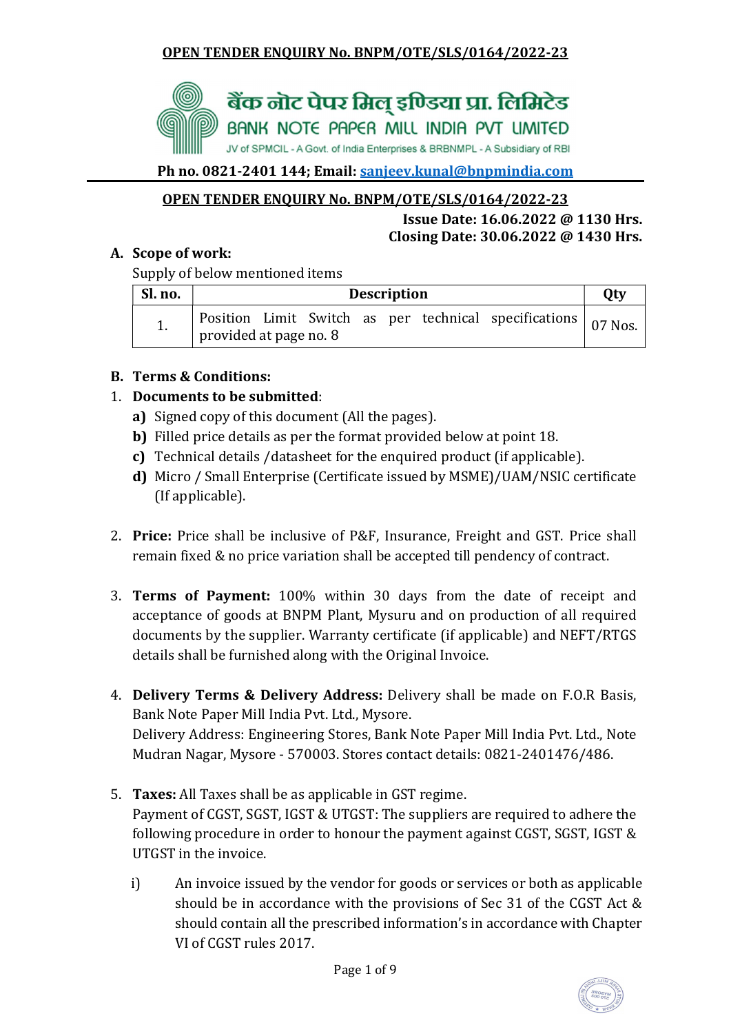**OPEN TENDER ENQUIRY No. BNPM/OTE/SLS/0164/2022-23**

बैंक नोट पेपर मिल् इण्डिया प्रा. लिमिटेड

BANK NOTE PAPER MILL INDIA PVT LIMITED

JV of SPMCIL - A Govt. of India Enterprises & BRBNMPL - A Subsidiary of RBI

**Ph no. 0821-2401 144; Email: sanjeev.kunal@bnpmindia.com**

**OPEN TENDER ENQUIRY No. BNPM/OTE/SLS/0164/2022-23**

**Issue Date: 16.06.2022 @ 1130 Hrs.**
**Closing Date: 30.06.2022 @ 1430 Hrs.**

**A. Scope of work:**

Supply of below mentioned items

| Sl. no. | Description | Qty |
|---|---|---|
| 1. | Position Limit Switch as per technical specifications provided at page no. 8 | 07 Nos. |

**B. Terms & Conditions:**

1. **Documents to be submitted**:
   - **a)** Signed copy of this document (All the pages).
   - **b)** Filled price details as per the format provided below at point 18.
   - **c)** Technical details /datasheet for the enquired product (if applicable).
   - **d)** Micro / Small Enterprise (Certificate issued by MSME)/UAM/NSIC certificate (If applicable).

2. **Price:** Price shall be inclusive of P&F, Insurance, Freight and GST. Price shall remain fixed & no price variation shall be accepted till pendency of contract.

3. **Terms of Payment:** 100% within 30 days from the date of receipt and acceptance of goods at BNPM Plant, Mysuru and on production of all required documents by the supplier. Warranty certificate (if applicable) and NEFT/RTGS details shall be furnished along with the Original Invoice.

4. **Delivery Terms & Delivery Address:** Delivery shall be made on F.O.R Basis, Bank Note Paper Mill India Pvt. Ltd., Mysore.
   Delivery Address: Engineering Stores, Bank Note Paper Mill India Pvt. Ltd., Note Mudran Nagar, Mysore - 570003. Stores contact details: 0821-2401476/486.

5. **Taxes:** All Taxes shall be as applicable in GST regime.
   Payment of CGST, SGST, IGST & UTGST: The suppliers are required to adhere the following procedure in order to honour the payment against CGST, SGST, IGST & UTGST in the invoice.

   i) An invoice issued by the vendor for goods or services or both as applicable should be in accordance with the provisions of Sec 31 of the CGST Act & should contain all the prescribed information's in accordance with Chapter VI of CGST rules 2017.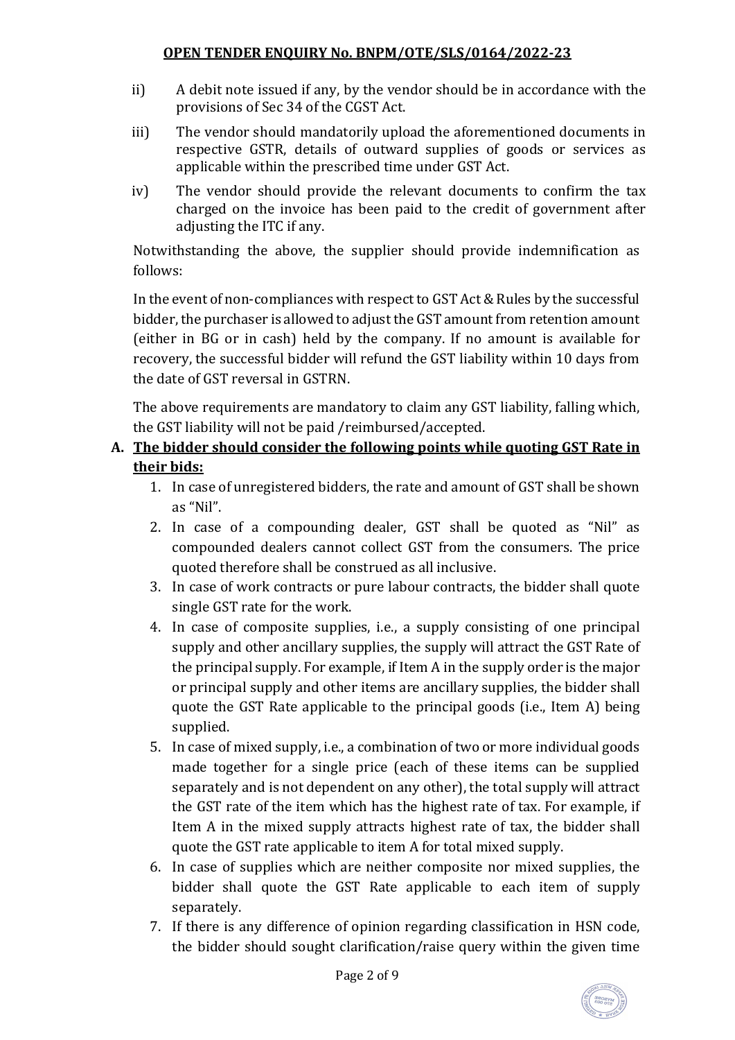ii) A debit note issued if any, by the vendor should be in accordance with the provisions of Sec 34 of the CGST Act.

iii) The vendor should mandatorily upload the aforementioned documents in respective GSTR, details of outward supplies of goods or services as applicable within the prescribed time under GST Act.

iv) The vendor should provide the relevant documents to confirm the tax charged on the invoice has been paid to the credit of government after adjusting the ITC if any.

Notwithstanding the above, the supplier should provide indemnification as follows:

In the event of non-compliances with respect to GST Act & Rules by the successful bidder, the purchaser is allowed to adjust the GST amount from retention amount (either in BG or in cash) held by the company. If no amount is available for recovery, the successful bidder will refund the GST liability within 10 days from the date of GST reversal in GSTRN.

The above requirements are mandatory to claim any GST liability, falling which, the GST liability will not be paid /reimbursed/accepted.

**A. <u>The bidder should consider the following points while quoting GST Rate in their bids:</u>**

1. In case of unregistered bidders, the rate and amount of GST shall be shown as "Nil".
2. In case of a compounding dealer, GST shall be quoted as "Nil" as compounded dealers cannot collect GST from the consumers. The price quoted therefore shall be construed as all inclusive.
3. In case of work contracts or pure labour contracts, the bidder shall quote single GST rate for the work.
4. In case of composite supplies, i.e., a supply consisting of one principal supply and other ancillary supplies, the supply will attract the GST Rate of the principal supply. For example, if Item A in the supply order is the major or principal supply and other items are ancillary supplies, the bidder shall quote the GST Rate applicable to the principal goods (i.e., Item A) being supplied.
5. In case of mixed supply, i.e., a combination of two or more individual goods made together for a single price (each of these items can be supplied separately and is not dependent on any other), the total supply will attract the GST rate of the item which has the highest rate of tax. For example, if Item A in the mixed supply attracts highest rate of tax, the bidder shall quote the GST rate applicable to item A for total mixed supply.
6. In case of supplies which are neither composite nor mixed supplies, the bidder shall quote the GST Rate applicable to each item of supply separately.
7. If there is any difference of opinion regarding classification in HSN code, the bidder should sought clarification/raise query within the given time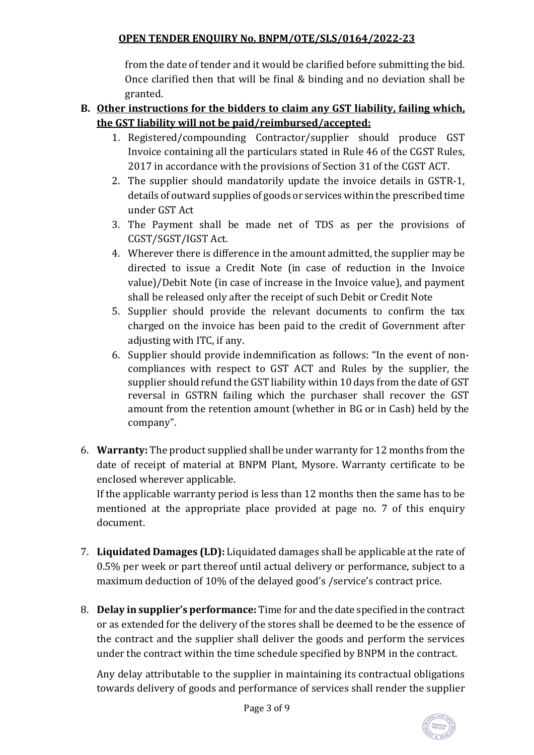from the date of tender and it would be clarified before submitting the bid. Once clarified then that will be final & binding and no deviation shall be granted.

**B. Other instructions for the bidders to claim any GST liability, failing which, the GST liability will not be paid/reimbursed/accepted:**

1. Registered/compounding Contractor/supplier should produce GST Invoice containing all the particulars stated in Rule 46 of the CGST Rules, 2017 in accordance with the provisions of Section 31 of the CGST ACT.
2. The supplier should mandatorily update the invoice details in GSTR-1, details of outward supplies of goods or services within the prescribed time under GST Act
3. The Payment shall be made net of TDS as per the provisions of CGST/SGST/IGST Act.
4. Wherever there is difference in the amount admitted, the supplier may be directed to issue a Credit Note (in case of reduction in the Invoice value)/Debit Note (in case of increase in the Invoice value), and payment shall be released only after the receipt of such Debit or Credit Note
5. Supplier should provide the relevant documents to confirm the tax charged on the invoice has been paid to the credit of Government after adjusting with ITC, if any.
6. Supplier should provide indemnification as follows: "In the event of non-compliances with respect to GST ACT and Rules by the supplier, the supplier should refund the GST liability within 10 days from the date of GST reversal in GSTRN failing which the purchaser shall recover the GST amount from the retention amount (whether in BG or in Cash) held by the company".

6. **Warranty:** The product supplied shall be under warranty for 12 months from the date of receipt of material at BNPM Plant, Mysore. Warranty certificate to be enclosed wherever applicable.

   If the applicable warranty period is less than 12 months then the same has to be mentioned at the appropriate place provided at page no. 7 of this enquiry document.

7. **Liquidated Damages (LD):** Liquidated damages shall be applicable at the rate of 0.5% per week or part thereof until actual delivery or performance, subject to a maximum deduction of 10% of the delayed good's /service's contract price.

8. **Delay in supplier's performance:** Time for and the date specified in the contract or as extended for the delivery of the stores shall be deemed to be the essence of the contract and the supplier shall deliver the goods and perform the services under the contract within the time schedule specified by BNPM in the contract.

   Any delay attributable to the supplier in maintaining its contractual obligations towards delivery of goods and performance of services shall render the supplier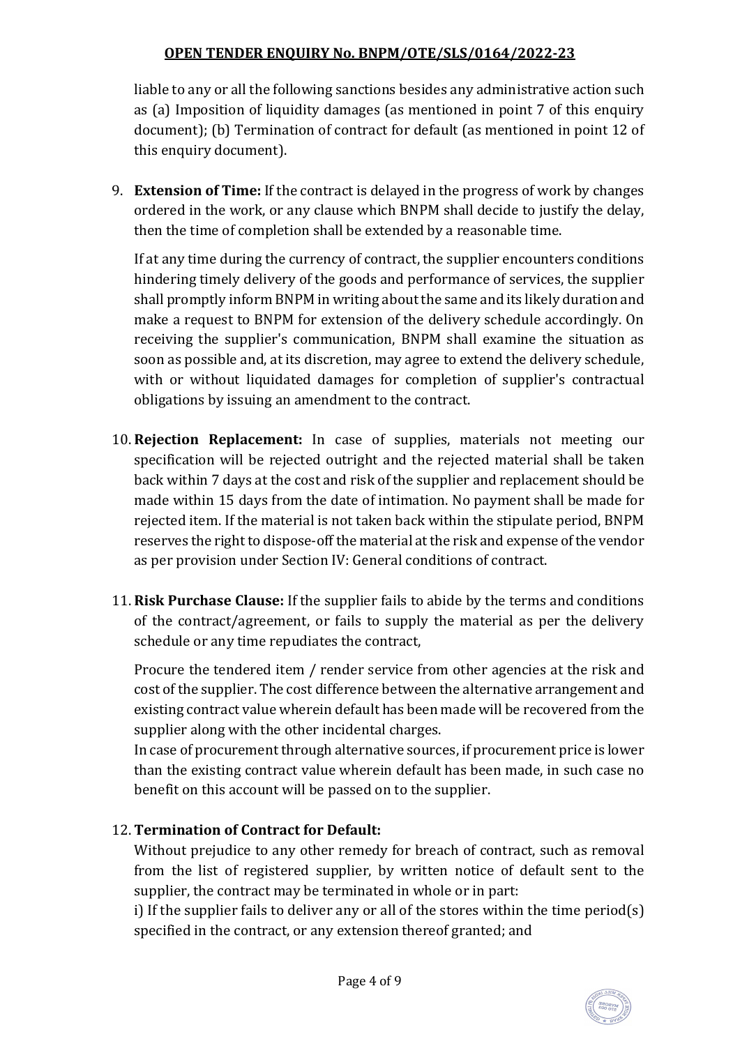liable to any or all the following sanctions besides any administrative action such as (a) Imposition of liquidity damages (as mentioned in point 7 of this enquiry document); (b) Termination of contract for default (as mentioned in point 12 of this enquiry document).

9. **Extension of Time:** If the contract is delayed in the progress of work by changes ordered in the work, or any clause which BNPM shall decide to justify the delay, then the time of completion shall be extended by a reasonable time.

   If at any time during the currency of contract, the supplier encounters conditions hindering timely delivery of the goods and performance of services, the supplier shall promptly inform BNPM in writing about the same and its likely duration and make a request to BNPM for extension of the delivery schedule accordingly. On receiving the supplier's communication, BNPM shall examine the situation as soon as possible and, at its discretion, may agree to extend the delivery schedule, with or without liquidated damages for completion of supplier's contractual obligations by issuing an amendment to the contract.

10. **Rejection Replacement:** In case of supplies, materials not meeting our specification will be rejected outright and the rejected material shall be taken back within 7 days at the cost and risk of the supplier and replacement should be made within 15 days from the date of intimation. No payment shall be made for rejected item. If the material is not taken back within the stipulate period, BNPM reserves the right to dispose-off the material at the risk and expense of the vendor as per provision under Section IV: General conditions of contract.

11. **Risk Purchase Clause:** If the supplier fails to abide by the terms and conditions of the contract/agreement, or fails to supply the material as per the delivery schedule or any time repudiates the contract,

    Procure the tendered item / render service from other agencies at the risk and cost of the supplier. The cost difference between the alternative arrangement and existing contract value wherein default has been made will be recovered from the supplier along with the other incidental charges.
    In case of procurement through alternative sources, if procurement price is lower than the existing contract value wherein default has been made, in such case no benefit on this account will be passed on to the supplier.

12. **Termination of Contract for Default:**
    Without prejudice to any other remedy for breach of contract, such as removal from the list of registered supplier, by written notice of default sent to the supplier, the contract may be terminated in whole or in part:
    i) If the supplier fails to deliver any or all of the stores within the time period(s) specified in the contract, or any extension thereof granted; and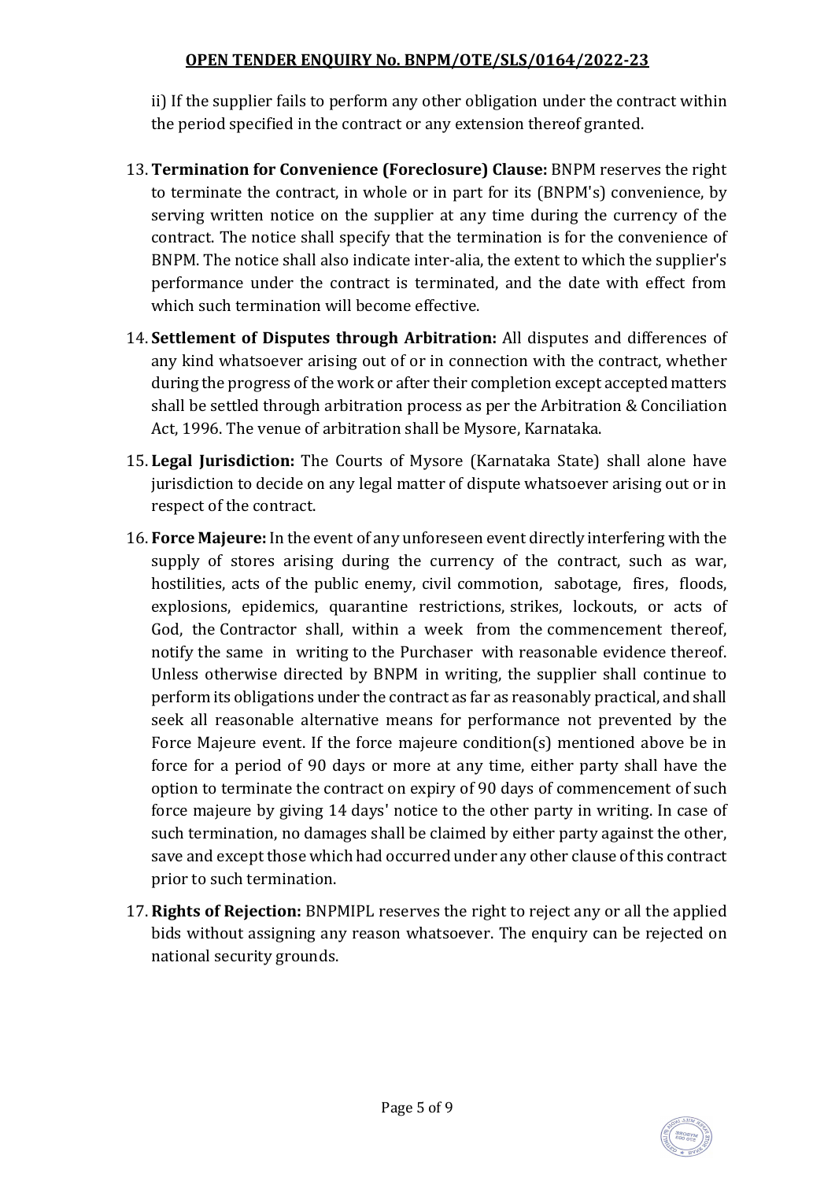ii) If the supplier fails to perform any other obligation under the contract within the period specified in the contract or any extension thereof granted.

13. **Termination for Convenience (Foreclosure) Clause:** BNPM reserves the right to terminate the contract, in whole or in part for its (BNPM's) convenience, by serving written notice on the supplier at any time during the currency of the contract. The notice shall specify that the termination is for the convenience of BNPM. The notice shall also indicate inter-alia, the extent to which the supplier's performance under the contract is terminated, and the date with effect from which such termination will become effective.

14. **Settlement of Disputes through Arbitration:** All disputes and differences of any kind whatsoever arising out of or in connection with the contract, whether during the progress of the work or after their completion except accepted matters shall be settled through arbitration process as per the Arbitration & Conciliation Act, 1996. The venue of arbitration shall be Mysore, Karnataka.

15. **Legal Jurisdiction:** The Courts of Mysore (Karnataka State) shall alone have jurisdiction to decide on any legal matter of dispute whatsoever arising out or in respect of the contract.

16. **Force Majeure:** In the event of any unforeseen event directly interfering with the supply of stores arising during the currency of the contract, such as war, hostilities, acts of the public enemy, civil commotion, sabotage, fires, floods, explosions, epidemics, quarantine restrictions, strikes, lockouts, or acts of God, the Contractor shall, within a week from the commencement thereof, notify the same in writing to the Purchaser with reasonable evidence thereof. Unless otherwise directed by BNPM in writing, the supplier shall continue to perform its obligations under the contract as far as reasonably practical, and shall seek all reasonable alternative means for performance not prevented by the Force Majeure event. If the force majeure condition(s) mentioned above be in force for a period of 90 days or more at any time, either party shall have the option to terminate the contract on expiry of 90 days of commencement of such force majeure by giving 14 days' notice to the other party in writing. In case of such termination, no damages shall be claimed by either party against the other, save and except those which had occurred under any other clause of this contract prior to such termination.

17. **Rights of Rejection:** BNPMIPL reserves the right to reject any or all the applied bids without assigning any reason whatsoever. The enquiry can be rejected on national security grounds.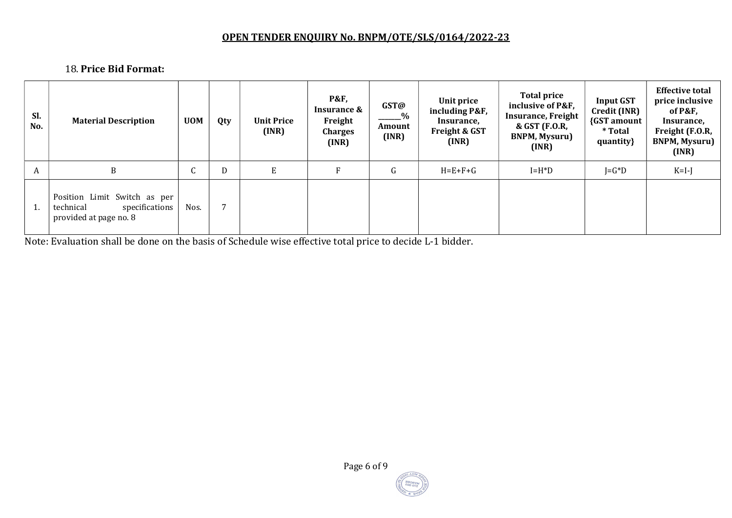## OPEN TENDER ENQUIRY No. BNPM/OTE/SLS/0164/2022-23

18. **Price Bid Format:**

| Sl. No. | Material Description | UOM | Qty | Unit Price (INR) | P&F, Insurance & Freight Charges (INR) | GST@ ______% Amount (INR) | Unit price including P&F, Insurance, Freight & GST (INR) | Total price inclusive of P&F, Insurance, Freight & GST (F.O.R, BNPM, Mysuru) (INR) | Input GST Credit (INR) {GST amount * Total quantity} | Effective total price inclusive of P&F, Insurance, Freight (F.O.R, BNPM, Mysuru) (INR) |
|---|---|---|---|---|---|---|---|---|---|---|
| A | B | C | D | E | F | G | H=E+F+G | I=H*D | J=G*D | K=I-J |
| 1. | Position Limit Switch as per technical specifications provided at page no. 8 | Nos. | 7 | | | | | | | |

Note: Evaluation shall be done on the basis of Schedule wise effective total price to decide L-1 bidder.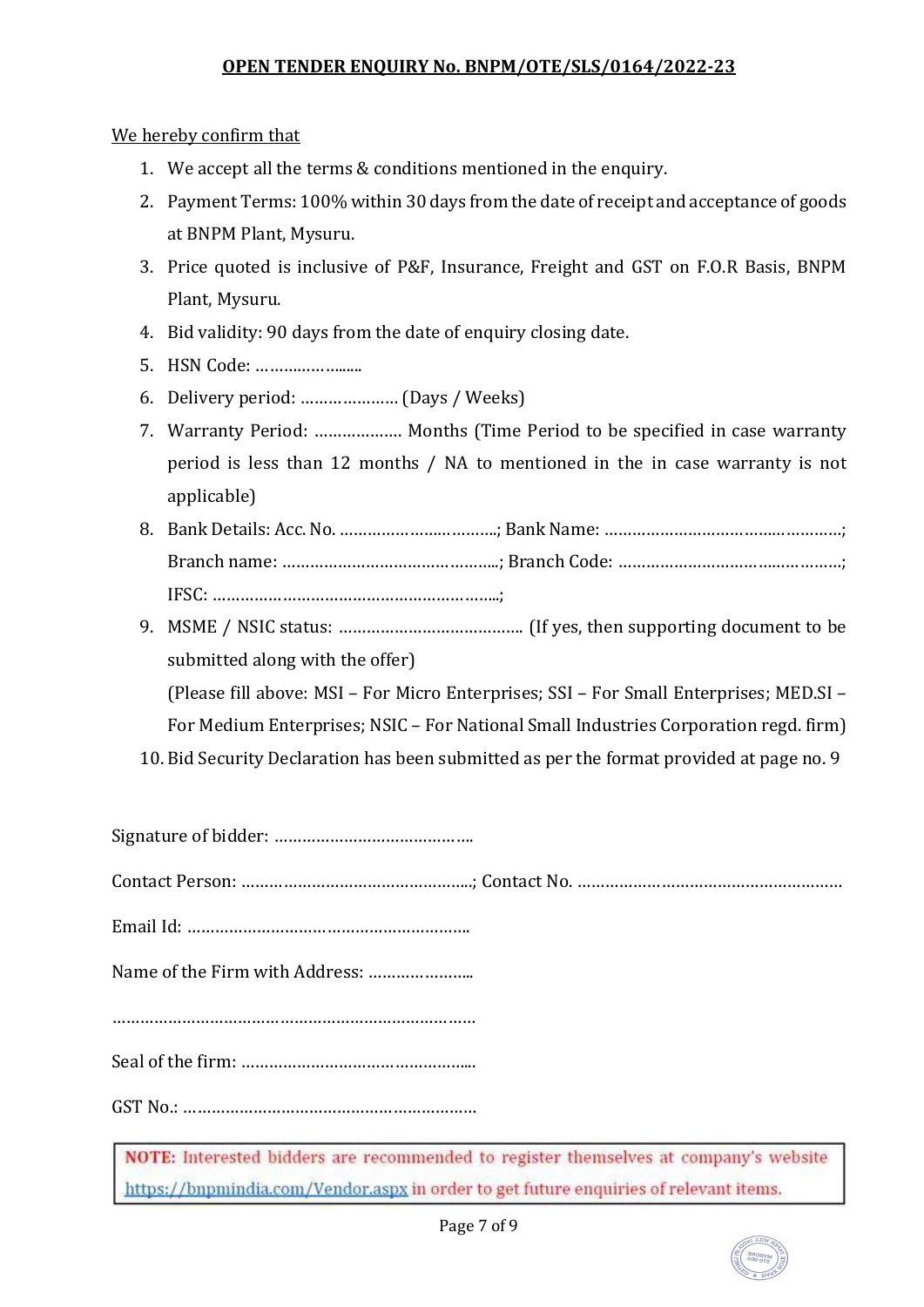**OPEN TENDER ENQUIRY No. BNPM/OTE/SLS/0164/2022-23**

We hereby confirm that

1. We accept all the terms & conditions mentioned in the enquiry.
2. Payment Terms: 100% within 30 days from the date of receipt and acceptance of goods at BNPM Plant, Mysuru.
3. Price quoted is inclusive of P&F, Insurance, Freight and GST on F.O.R Basis, BNPM Plant, Mysuru.
4. Bid validity: 90 days from the date of enquiry closing date.
5. HSN Code: ……………........
6. Delivery period: ………………… (Days / Weeks)
7. Warranty Period: ………………. Months (Time Period to be specified in case warranty period is less than 12 months / NA to mentioned in the in case warranty is not applicable)
8. Bank Details: Acc. No. ………………..………..; Bank Name: …………………………….………….; Branch name: ………………………………………..; Branch Code: …………………………..………….; IFSC: ……………………………………………………..;
9. MSME / NSIC status: ………………………………….. (If yes, then supporting document to be submitted along with the offer)
   (Please fill above: MSI – For Micro Enterprises; SSI – For Small Enterprises; MED.SI – For Medium Enterprises; NSIC – For National Small Industries Corporation regd. firm)
10. Bid Security Declaration has been submitted as per the format provided at page no. 9

Signature of bidder: …………………………………..

Contact Person: …………………………………………..; Contact No. …………………………………………………

Email Id: ……………………………………………………..

Name of the Firm with Address: …………………..

………………………………………………………………………

Seal of the firm: …………………………………………...

GST No.: ………………………………………………………

**NOTE:** Interested bidders are recommended to register themselves at company's website https://bnpmindia.com/Vendor.aspx in order to get future enquiries of relevant items.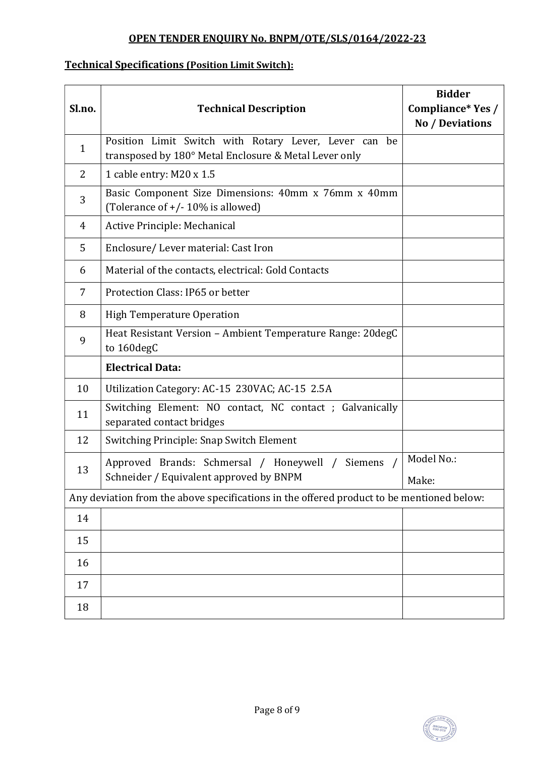## OPEN TENDER ENQUIRY No. BNPM/OTE/SLS/0164/2022-23

**Technical Specifications (Position Limit Switch):**

| Sl.no. | Technical Description | Bidder Compliance* Yes / No / Deviations |
|---|---|---|
| 1 | Position Limit Switch with Rotary Lever, Lever can be transposed by 180° Metal Enclosure & Metal Lever only | |
| 2 | 1 cable entry: M20 x 1.5 | |
| 3 | Basic Component Size Dimensions: 40mm x 76mm x 40mm (Tolerance of +/- 10% is allowed) | |
| 4 | Active Principle: Mechanical | |
| 5 | Enclosure/ Lever material: Cast Iron | |
| 6 | Material of the contacts, electrical: Gold Contacts | |
| 7 | Protection Class: IP65 or better | |
| 8 | High Temperature Operation | |
| 9 | Heat Resistant Version – Ambient Temperature Range: 20degC to 160degC | |
| | **Electrical Data:** | |
| 10 | Utilization Category: AC-15 230VAC; AC-15 2.5A | |
| 11 | Switching Element: NO contact, NC contact ; Galvanically separated contact bridges | |
| 12 | Switching Principle: Snap Switch Element | |
| 13 | Approved Brands: Schmersal / Honeywell / Siemens / Schneider / Equivalent approved by BNPM | Model No.: <br> Make: |
| Any deviation from the above specifications in the offered product to be mentioned below: | | |
| 14 | | |
| 15 | | |
| 16 | | |
| 17 | | |
| 18 | | |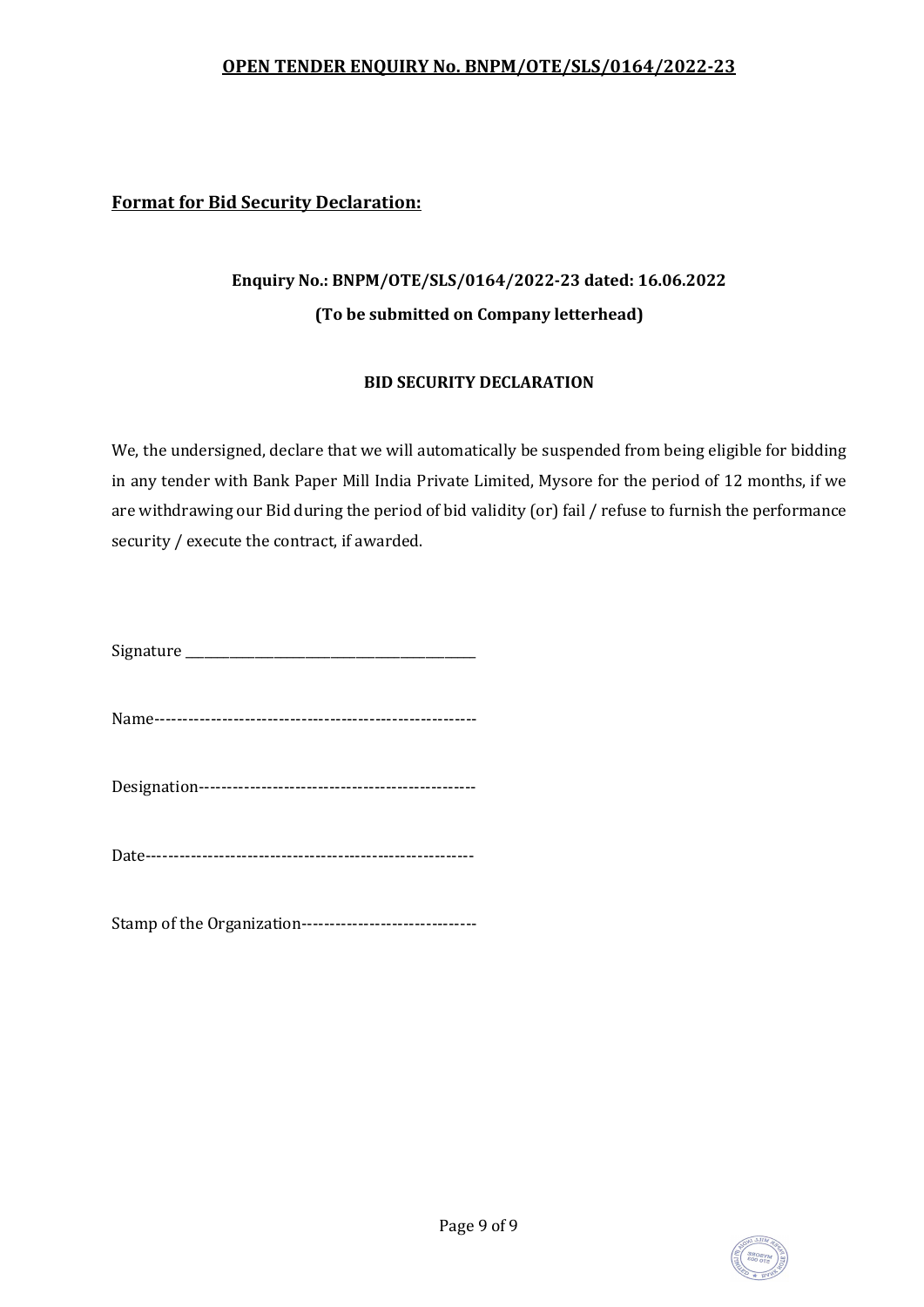**Format for Bid Security Declaration:**

**Enquiry No.: BNPM/OTE/SLS/0164/2022-23 dated: 16.06.2022**

**(To be submitted on Company letterhead)**

**BID SECURITY DECLARATION**

We, the undersigned, declare that we will automatically be suspended from being eligible for bidding in any tender with Bank Paper Mill India Private Limited, Mysore for the period of 12 months, if we are withdrawing our Bid during the period of bid validity (or) fail / refuse to furnish the performance security / execute the contract, if awarded.

Signature ___________________________________________

Name---------------------------------------------------------

Designation------------------------------------------------

Date----------------------------------------------------------

Stamp of the Organization-------------------------------